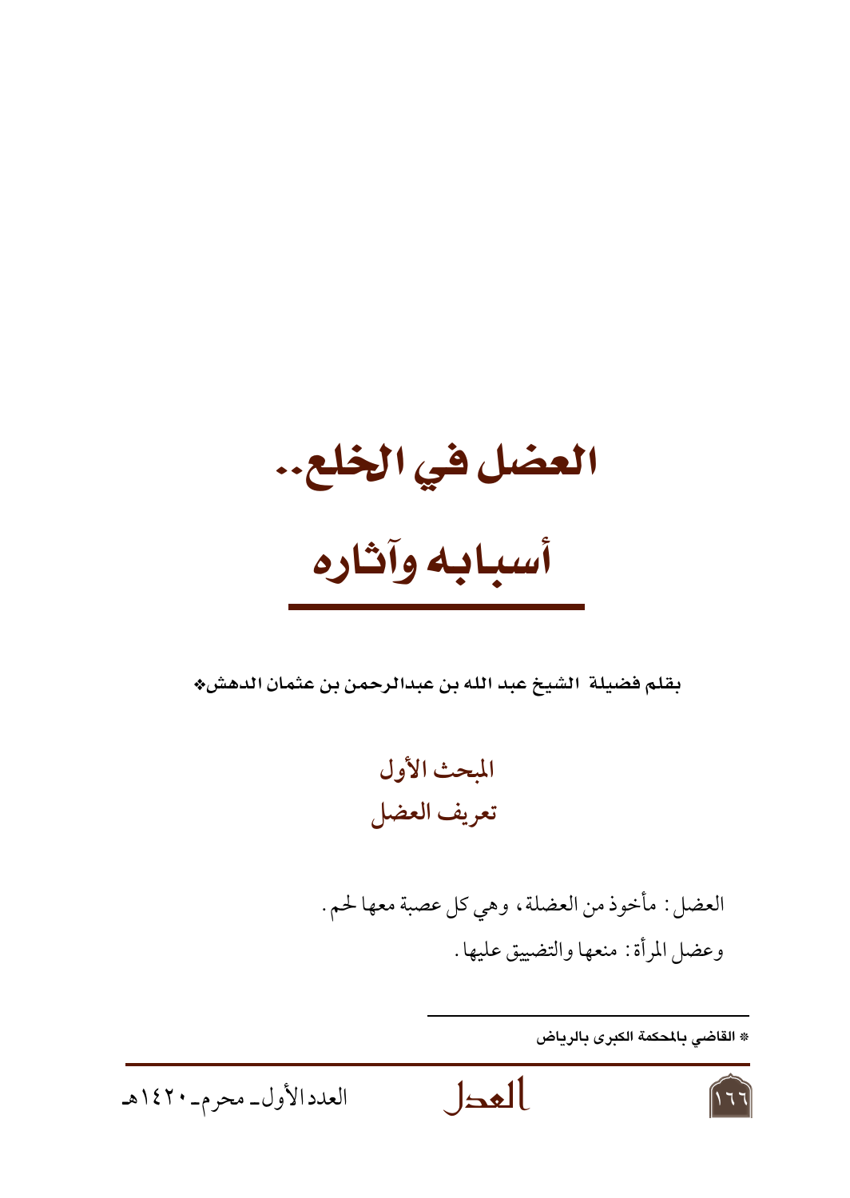# العضل في الخلع..

# أسبابه وآثاره

**بقلم فضيلة الشيخ عبد الله بن عبدالرحمن بن عثمان الدهش***

## المبحث الأول
## تعريف العضل

العضل: مأخوذ من العضلة، وهي كل عصبة معها لحم.

وعضل المرأة: منعها والتضييق عليها.

---

* القاضي بالمحكمة الكبرى بالرياض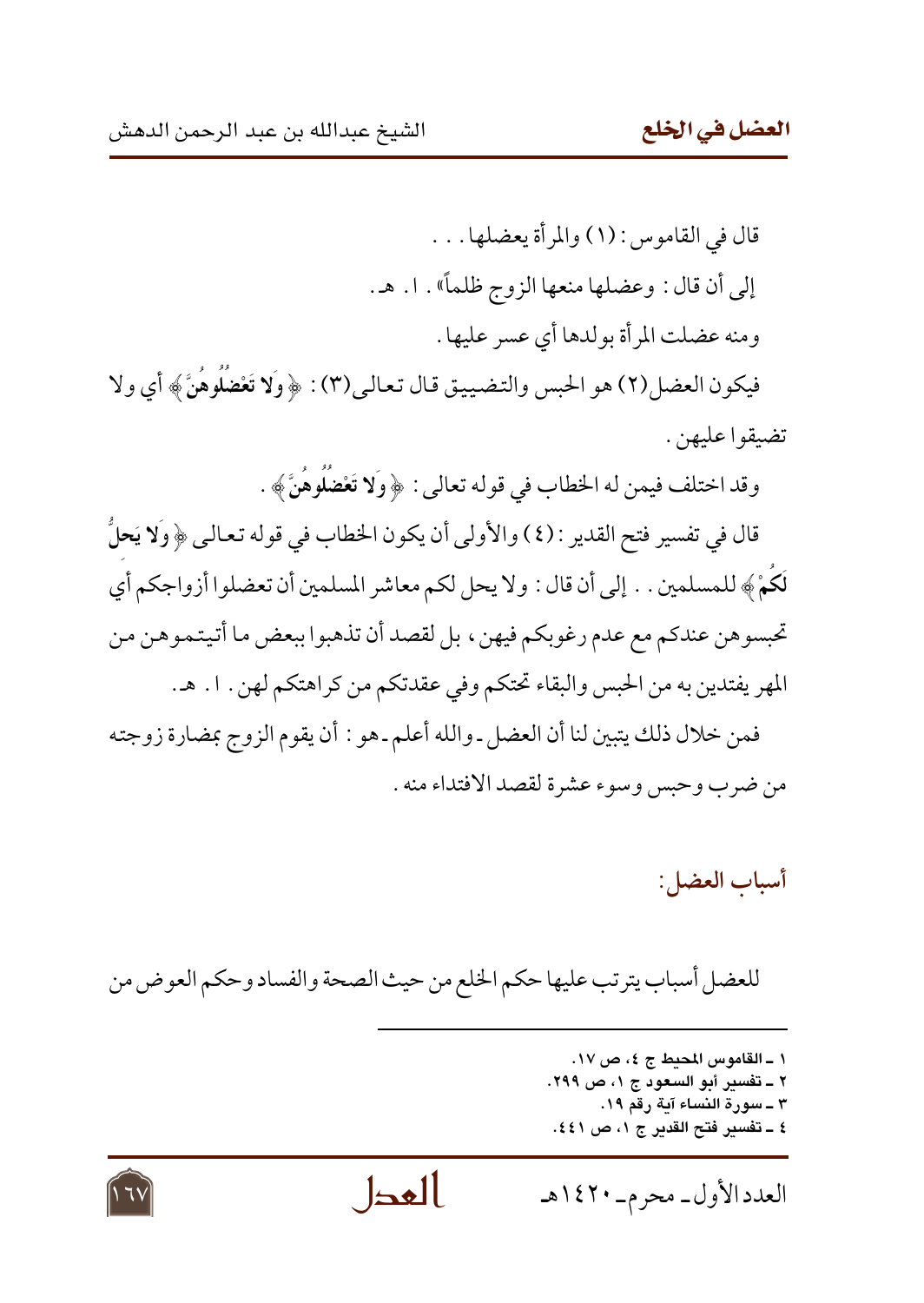قال في القاموس: [1] والمرأة يعضلها. . .

إلى أن قال: وعضلها منعها الزوج ظلماً». ا. هـ.

ومنه عضلت المرأة بولدها أي عسر عليها.

فيكون العضل[2] هو الحبس والتضييق قال تعالى[3]: ﴿**وَلا تَعْضُلُوهُنَّ**﴾ أي ولا تضيقوا عليهن.

وقد اختلف فيمن له الخطاب في قوله تعالى: ﴿**وَلا تَعْضُلُوهُنَّ**﴾.

قال في تفسير فتح القدير: [4] والأولى أن يكون الخطاب في قوله تعالى ﴿**وَلا يَحِلُّ لَكُمْ**﴾ للمسلمين. . إلى أن قال: ولا يحل لكم معاشر المسلمين أن تعضلوا أزواجكم أي تحبسوهن عندكم مع عدم رغوبكم فيهن، بل لقصد أن تذهبوا ببعض ما أتيتموهن من المهر يفتدين به من الحبس والبقاء تحتكم وفي عقدتكم من كراهتكم لهن. ا. هـ.

فمن خلال ذلك يتبين لنا أن العضل ـ والله أعلم ـ هو: أن يقوم الزوج بمضارة زوجته من ضرب وحبس وسوء عشرة لقصد الافتداء منه.

## أسباب العضل:

للعضل أسباب يترتب عليها حكم الخلع من حيث الصحة والفساد وحكم العوض من

---

١ ـ القاموس المحيط ج ٤، ص ١٧.

٢ ـ تفسير أبو السعود ج ١، ص ٢٩٩.

٣ ـ سورة النساء آية رقم ١٩.

٤ ـ تفسير فتح القدير ج ١، ص ٤٤١.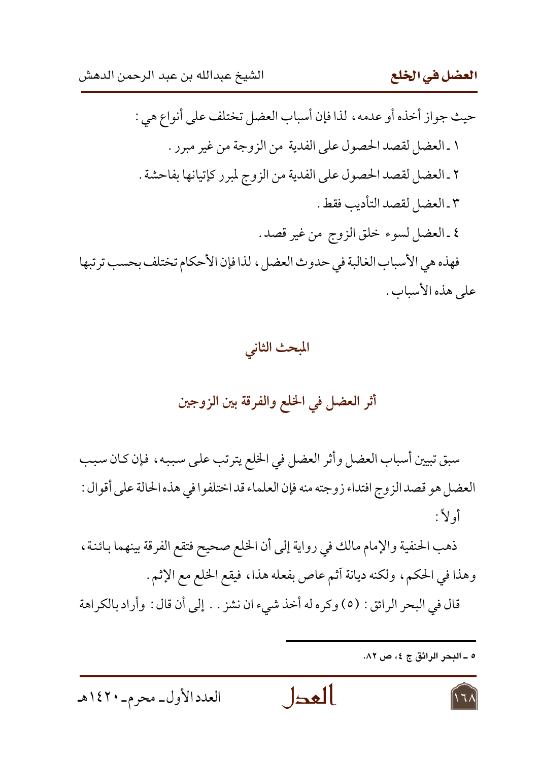حيث جواز أخذه أو عدمه، لذا فإن أسباب العضل تختلف على أنواع هي :

١ ـ العضل لقصد الحصول على الفدية من الزوجة من غير مبرر .

٢ ـ العضل لقصد الحصول على الفدية من الزوج لمبرر كإتيانها بفاحشة .

٣ ـ العضل لقصد التأديب فقط .

٤ ـ العضل لسوء خلق الزوج من غير قصد .

فهذه هي الأسباب الغالبة في حدوث العضل، لذا فإن الأحكام تختلف بحسب ترتبها على هذه الأسباب .

## المبحث الثاني

## أثر العضل في الخلع والفرقة بين الزوجين

سبق تبيين أسباب العضل وأثر العضل في الخلع يترتب على سببه، فإن كان سبب العضل هو قصد الزوج افتداء زوجته منه فإن العلماء قد اختلفوا في هذه الحالة على أقوال :

أولاً :

ذهب الحنفية والإمام مالك في رواية إلى أن الخلع صحيح فتقع الفرقة بينهما بائنة، وهذا في الحكم، ولكنه ديانة آثم عاص بفعله هذا، فيقع الخلع مع الإثم .

قال في البحر الرائق : (٥) وكره له أخذ شيء ان نشز . . إلى أن قال : وأراد بالكراهة

---

٥ ـ البحر الرائق ج ٤، ص ٨٢.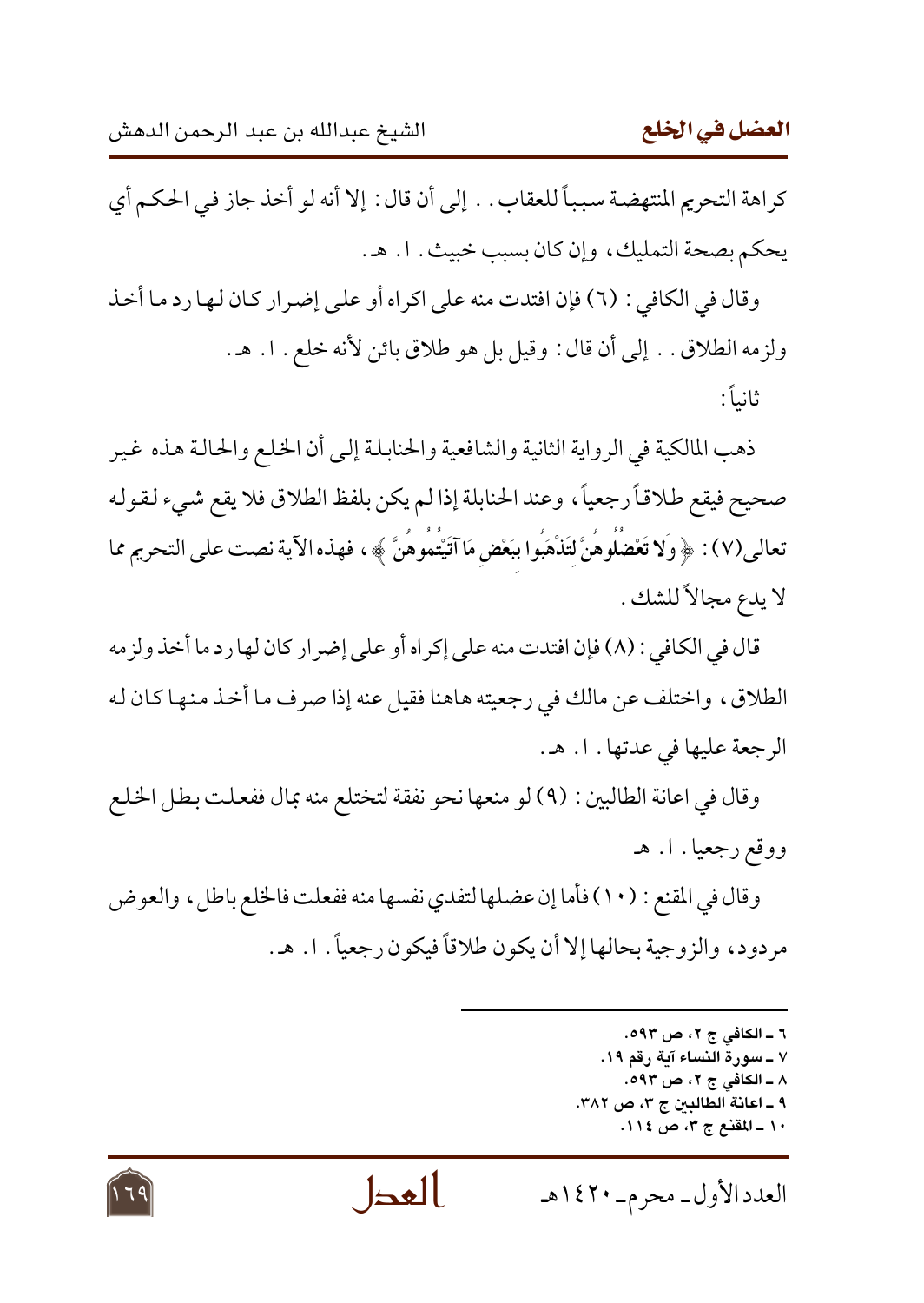كراهة التحريم المنتهضة سبباً للعقاب . . إلى أن قال: إلا أنه لو أخذ جاز في الحكم أي يحكم بصحة التمليك، وإن كان بسبب خبيث. ا. هـ.

وقال في الكافي: (٦) فإن افتدت منه على اكراه أو على إضرار كان لها رد ما أخذ ولزمه الطلاق . . إلى أن قال: وقيل بل هو طلاق بائن لأنه خلع. ا. هـ.

ثانياً:

ذهب المالكية في الرواية الثانية والشافعية والحنابلة إلى أن الخلع والحالة هذه غير صحيح فيقع طلاقاً رجعياً، وعند الحنابلة إذا لم يكن بلفظ الطلاق فلا يقع شيء لقوله تعالى(٧): ﴿ **وَلا تَعْضُلُوهُنَّ لِتَذْهَبُوا بِبَعْضِ مَا آتَيْتُمُوهُنَّ** ﴾، فهذه الآية نصت على التحريم مما لا يدع مجالاً للشك.

قال في الكافي: (٨) فإن افتدت منه على إكراه أو على إضرار كان لها رد ما أخذ ولزمه الطلاق، واختلف عن مالك في رجعيته هاهنا فقيل عنه إذا صرف ما أخذ منها كان له الرجعة عليها في عدتها. ا. هـ.

وقال في اعانة الطالبين: (٩) لو منعها نحو نفقة لتختلع منه بمال ففعلت بطل الخلع ووقع رجعيا. ا. هـ

وقال في المقنع: (١٠) فأما إن عضلها لتفدي نفسها منه ففعلت فالخلع باطل، والعوض مردود، والزوجية بحالها إلا أن يكون طلاقاً فيكون رجعياً. ا. هـ.

---

٦ ـ الكافي ج ٢، ص ٥٩٣.
٧ ـ سورة النساء آية رقم ١٩.
٨ ـ الكافي ج ٢، ص ٥٩٣.
٩ ـ اعانة الطالبين ج ٣، ص ٣٨٢.
١٠ ـ المقنع ج ٣، ص ١١٤.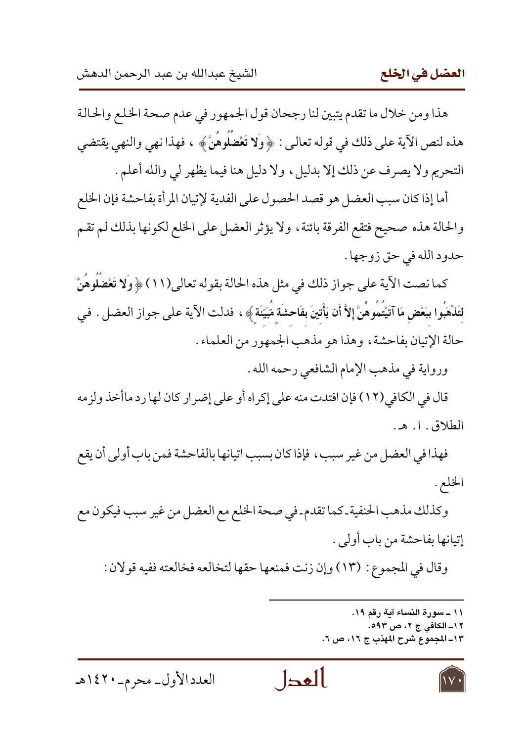هذا ومن خلال ما تقدم يتبين لنا رجحان قول الجمهور في عدم صحة الخلع والحالة هذه لنص الآية على ذلك في قوله تعالى : ﴿ **وَلا تَعْضُلُوهُنَّ** ﴾ ، فهذا نهي والنهي يقتضي التحريم ولا يصرف عن ذلك إلا بدليل ، ولا دليل هنا فيما يظهر لي والله أعلم .

أما إذا كان سبب العضل هو قصد الحصول على الفدية لإتيان المرأة بفاحشة فإن الخلع والحالة هذه صحيح فتقع الفرقة بائنة ، ولا يؤثر العضل على الخلع لكونها بذلك لم تقم حدود الله في حق زوجها .

كما نصت الآية على جواز ذلك في مثل هذه الحالة بقوله تعالى(١١) ﴿ **وَلَا تَعْضُلُوهُنَّ لِتَذْهَبُوا بِبَعْضِ مَا آتَيْتُمُوهُنَّ إِلاَّ أَن يَأْتِينَ بِفَاحِشَةٍ مُّبَيِّنَةٍ** ﴾ ، فدلت الآية على جواز العضل . في حالة الإتيان بفاحشة ، وهذا هو مذهب الجمهور من العلماء .

ورواية في مذهب الإمام الشافعي رحمه الله .

قال في الكافي (١٢) فإن افتدت منه على إكراه أو على إضرار كان لها رد ماأخذ ولزمه الطلاق . ا. هـ .

فهذا في العضل من غير سبب ، فإذا كان بسبب اتيانها بالفاحشة فمن باب أولى أن يقع الخلع .

وكذلك مذهب الحنفية ـ كما تقدم ـ في صحة الخلع مع العضل من غير سبب فيكون مع إتيانها بفاحشة من باب أولى .

وقال في المجموع : (١٣) وإن زنت فمنعها حقها لتخالعه فخالعته ففيه قولان :

---

١١ ـ سورة النساء آية رقم ١٩.
١٢ـ الكافي ج ٢، ص ٥٩٣.
١٣ـ المجموع شرح المهذب ج ١٦، ص ٦.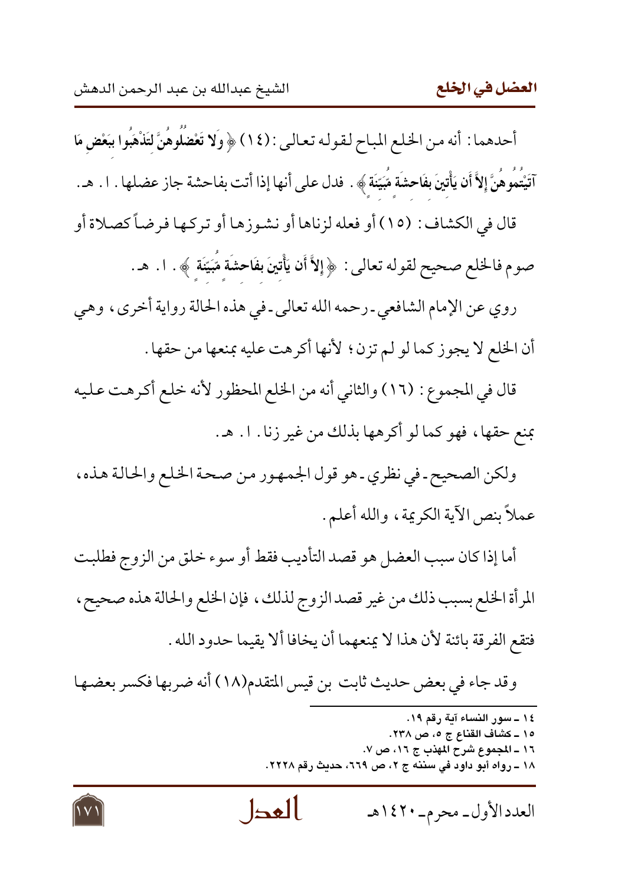أحدهما: أنه من الخلع المباح لقوله تعالى: (١٤) ﴿ **وَلا تَعْضُلُوهُنَّ لِتَذْهَبُوا بِبَعْضِ مَا آتَيْتُمُوهُنَّ إِلاَّ أَن يَأْتِينَ بِفَاحِشَةٍ مُّبَيِّنَةٍ** ﴾. فدل على أنها إذا أتت بفاحشة جاز عضلها. ا. هـ.

قال في الكشاف: (١٥) أو فعله لزناها أو نشوزها أو تركها فرضاً كصلاة أو صوم فالخلع صحيح لقوله تعالى: ﴿ **إِلاَّ أَن يَأْتِينَ بِفَاحِشَةٍ مُّبَيِّنَةٍ** ﴾. ا. هـ.

روي عن الإمام الشافعي ـ رحمه الله تعالى ـ في هذه الحالة رواية أخرى، وهي أن الخلع لا يجوز كما لو لم تزن؛ لأنها أكرهت عليه بمنعها من حقها.

قال في المجموع: (١٦) والثاني أنه من الخلع المحظور لأنه خلع أكرهت عليه بمنع حقها، فهو كما لو أكرهها بذلك من غير زنا. ا. هـ.

ولكن الصحيح ـ في نظري ـ هو قول الجمهور من صحة الخلع والحالة هذه، عملاً بنص الآية الكريمة، والله أعلم.

أما إذا كان سبب العضل هو قصد التأديب فقط أو سوء خلق من الزوج فطلبت المرأة الخلع بسبب ذلك من غير قصد الزوج لذلك، فإن الخلع والحالة هذه صحيح، فتقع الفرقة بائنة لأن هذا لا يمنعهما أن يخافا ألا يقيما حدود الله.

وقد جاء في بعض حديث ثابت بن قيس المتقدم(١٨) أنه ضربها فكسر بعضها

---

١٤ ـ سور النساء آية رقم ١٩.

١٥ ـ كشاف القناع ج ٥، ص ٢٣٨.

١٦ ـ المجموع شرح المهذب ج ١٦، ص ٧.

١٨ ـ رواه أبو داود في سننه ج ٢، ص ٦٦٩، حديث رقم ٢٢٢٨.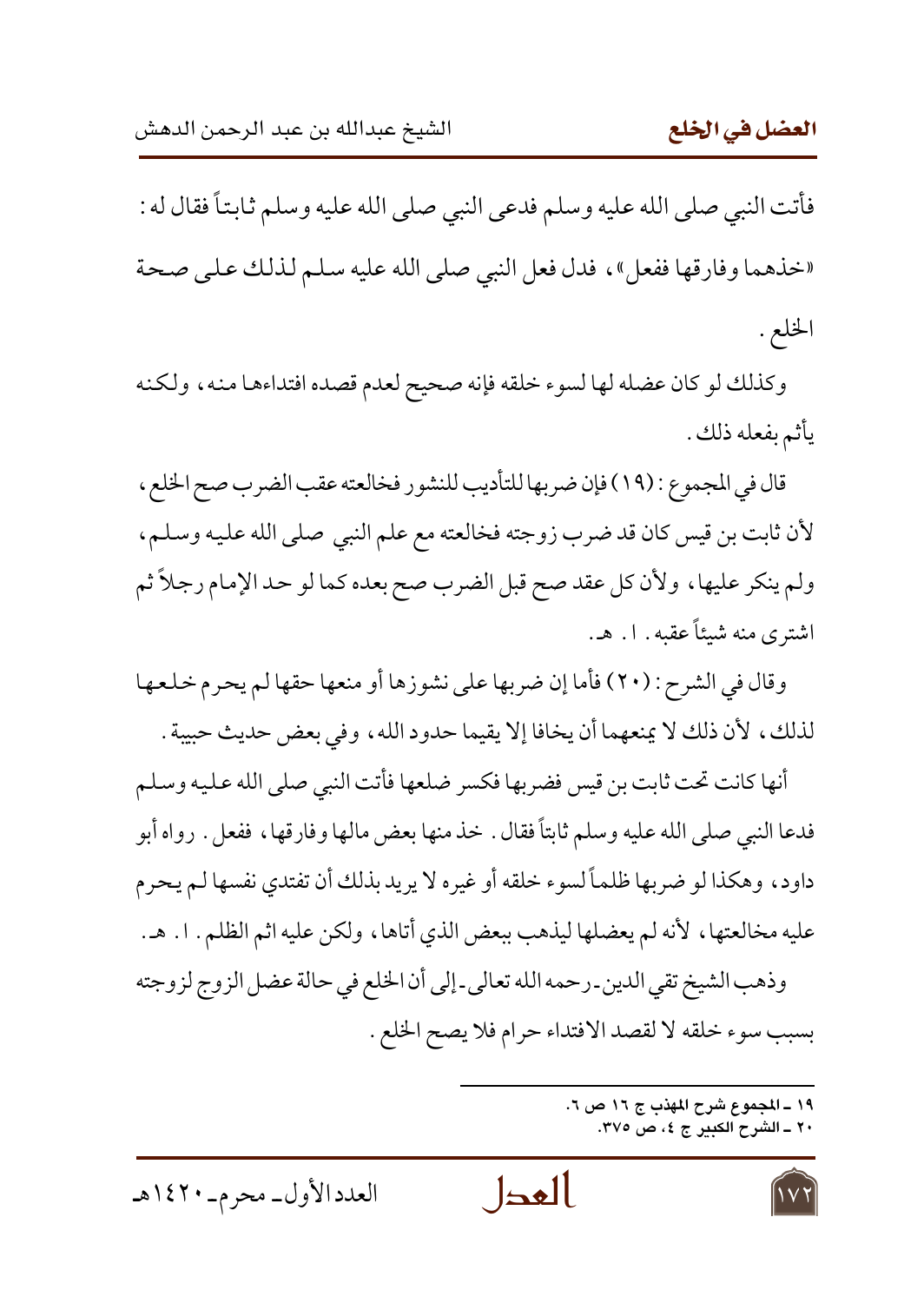فأتت النبي صلى الله عليه وسلم فدعى النبي صلى الله عليه وسلم ثابتاً فقال له : «خذهما وفارقها ففعل» ، فدل فعل النبي صلى الله عليه سلم لذلك على صحة الخلع .

وكذلك لو كان عضله لها لسوء خلقه فإنه صحيح لعدم قصده افتداءها منه ، ولكنه يأثم بفعله ذلك .

قال في المجموع : (١٩) فإن ضربها للتأديب للنشور فخالعته عقب الضرب صح الخلع ، لأن ثابت بن قيس كان قد ضرب زوجته فخالعته مع علم النبي صلى الله عليه وسلم ، ولم ينكر عليها ، ولأن كل عقد صح قبل الضرب صح بعده كما لو حد الإمام رجلاً ثم اشترى منه شيئاً عقبه . ا . هـ .

وقال في الشرح : (٢٠) فأما إن ضربها على نشوزها أو منعها حقها لم يحرم خلعها لذلك ، لأن ذلك لا يمنعهما أن يخافا إلا يقيما حدود الله ، وفي بعض حديث حبيبة .

أنها كانت تحت ثابت بن قيس فضربها فكسر ضلعها فأتت النبي صلى الله عليه وسلم فدعا النبي صلى الله عليه وسلم ثابتاً فقال . خذ منها بعض مالها وفارقها ، ففعل . رواه أبو داود ، وهكذا لو ضربها ظلماً لسوء خلقه أو غيره لا يريد بذلك أن تفتدي نفسها لم يحرم عليه مخالعتها ، لأنه لم يعضلها ليذهب ببعض الذي أتاها ، ولكن عليه اثم الظلم . ا . هـ .

وذهب الشيخ تقي الدين ـ رحمه الله تعالى ـ إلى أن الخلع في حالة عضل الزوج لزوجته بسبب سوء خلقه لا لقصد الافتداء حرام فلا يصح الخلع .

---

١٩ ـ المجموع شرح المهذب ج ١٦ ص ٦.
٢٠ ـ الشرح الكبير ج ٤، ص ٣٧٥.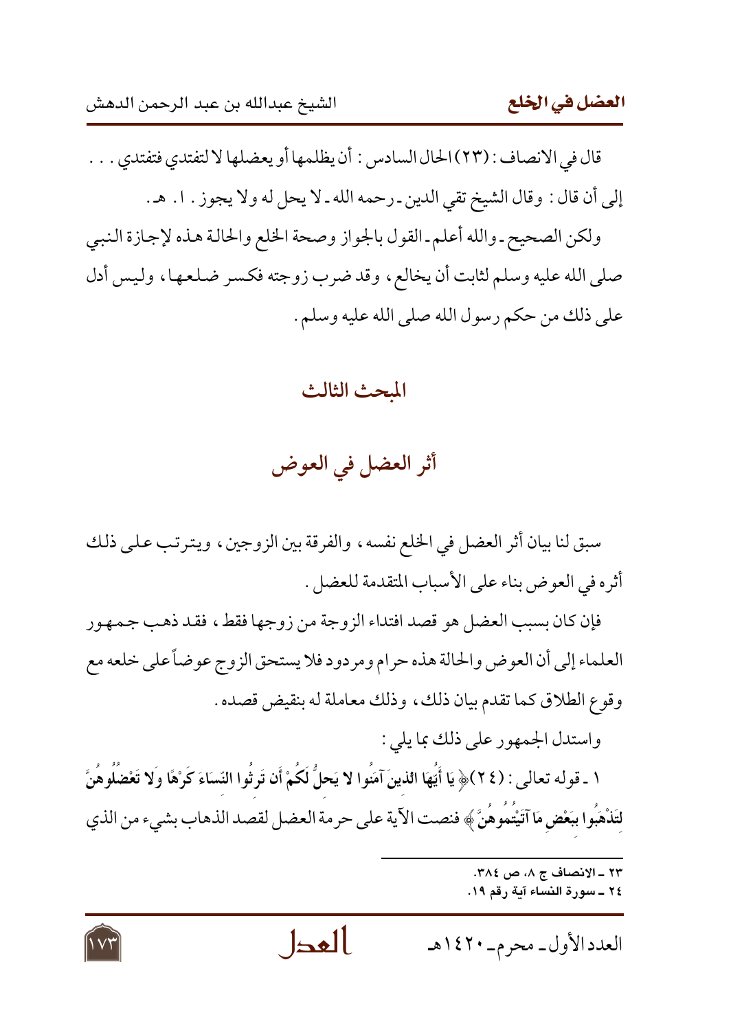قال في الانصاف : (٢٣) الحال السادس : أن يظلمها أو يعضلها لا لتفتدي فتفتدي . . .
إلى أن قال : وقال الشيخ تقي الدين ـ رحمه الله ـ لا يحل له ولا يجوز . ا . هـ .

ولكن الصحيح ـ والله أعلم ـ القول بالجواز وصحة الخلع والحالة هذه لإجازة النبي صلى الله عليه وسلم لثابت أن يخالع ، وقد ضرب زوجته فكسر ضلعها ، وليس أدل على ذلك من حكم رسول الله صلى الله عليه وسلم .

## المبحث الثالث

## أثر العضل في العوض

سبق لنا بيان أثر العضل في الخلع نفسه ، والفرقة بين الزوجين ، ويترتب على ذلك أثره في العوض بناء على الأسباب المتقدمة للعضل .

فإن كان بسبب العضل هو قصد افتداء الزوجة من زوجها فقط ، فقد ذهب جمهور العلماء إلى أن العوض والحالة هذه حرام ومردود فلا يستحق الزوج عوضاً على خلعه مع وقوع الطلاق كما تقدم بيان ذلك ، وذلك معاملة له بنقيض قصده .

واستدل الجمهور على ذلك بما يلي :

١ ـ قوله تعالى : (٢٤)﴿ **يَا أَيُّهَا الَّذِينَ آمَنُوا لا يَحِلُّ لَكُمْ أَن تَرِثُوا النِّسَاءَ كَرْهًا وَلا تَعْضُلُوهُنَّ لِتَذْهَبُوا بِبَعْضِ مَا آتَيْتُمُوهُنَّ** ﴾ فنصت الآية على حرمة العضل لقصد الذهاب بشيء من الذي

---

٢٣ ـ الانصاف ج ٨، ص ٣٨٤.
٢٤ ـ سورة النساء آية رقم ١٩.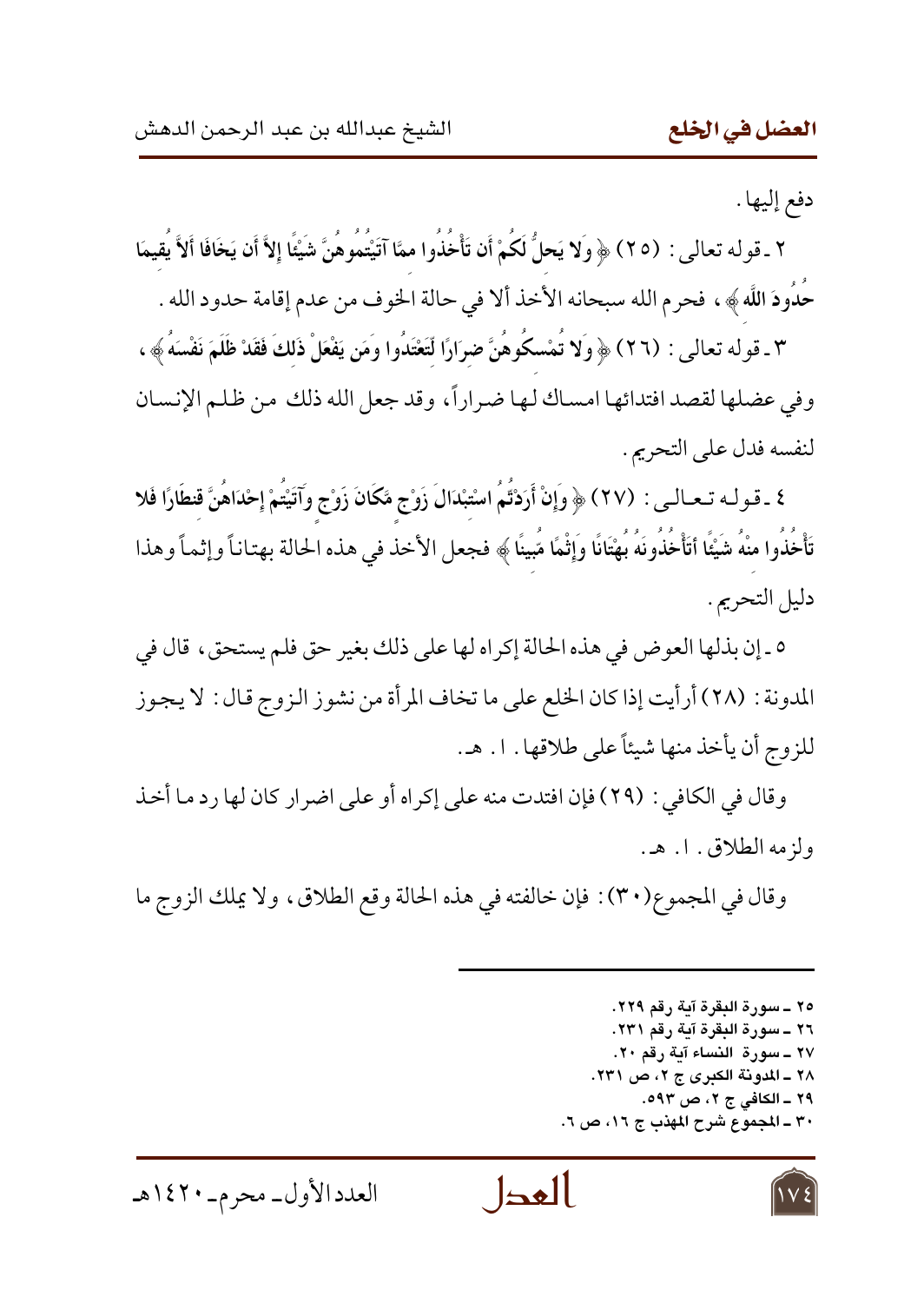دفع إليها .

٢ ـ قوله تعالى : (٢٥) ﴿ وَلا يَحِلُّ لَكُمْ أَن تَأْخُذُوا مِمَّا آتَيْتُمُوهُنَّ شَيْئًا إِلاَّ أَن يَخَافَا أَلاَّ يُقِيمَا حُدُودَ اللَّهِ ﴾ ، فحرم الله سبحانه الأخذ ألا في حالة الخوف من عدم إقامة حدود الله .

٣ ـ قوله تعالى : (٢٦) ﴿ وَلا تُمْسِكُوهُنَّ ضِرَارًا لِّتَعْتَدُوا وَمَن يَفْعَلْ ذَلِكَ فَقَدْ ظَلَمَ نَفْسَهُ ﴾ ، وفي عضلها لقصد افتدائها امساك لها ضراراً ، وقد جعل الله ذلك من ظلم الإنسان لنفسه فدل على التحريم .

٤ ـ قوله تعالى : (٢٧) ﴿ وَإِنْ أَرَدتُّمُ اسْتِبْدَالَ زَوْجٍ مَّكَانَ زَوْجٍ وَآتَيْتُمْ إِحْدَاهُنَّ قِنطَارًا فَلا تَأْخُذُوا مِنْهُ شَيْئًا أَتَأْخُذُونَهُ بُهْتَانًا وَإِثْمًا مُّبِينًا ﴾ فجعل الأخذ في هذه الحالة بهتاناً وإثماً وهذا دليل التحريم .

٥ ـ إن بذلها العوض في هذه الحالة إكراه لها على ذلك بغير حق فلم يستحق ، قال في المدونة : (٢٨) أرأيت إذا كان الخلع على ما تخاف المرأة من نشوز الزوج قال : لا يجوز للزوج أن يأخذ منها شيئاً على طلاقها . ا . هـ .

وقال في الكافي : (٢٩) فإن افتدت منه على إكراه أو على اضرار كان لها رد ما أخذ ولزمه الطلاق . ا . هـ .

وقال في المجموع(٣٠) : فإن خالفته في هذه الحالة وقع الطلاق ، ولا يملك الزوج ما

---

٢٥ ـ سورة البقرة آية رقم ٢٢٩.
٢٦ ـ سورة البقرة آية رقم ٢٣١.
٢٧ ـ سورة النساء آية رقم ٢٠.
٢٨ ـ المدونة الكبرى ج ٢، ص ٢٣١.
٢٩ ـ الكافي ج ٢، ص ٥٩٣.
٣٠ ـ المجموع شرح المهذب ج ١٦، ص ٦.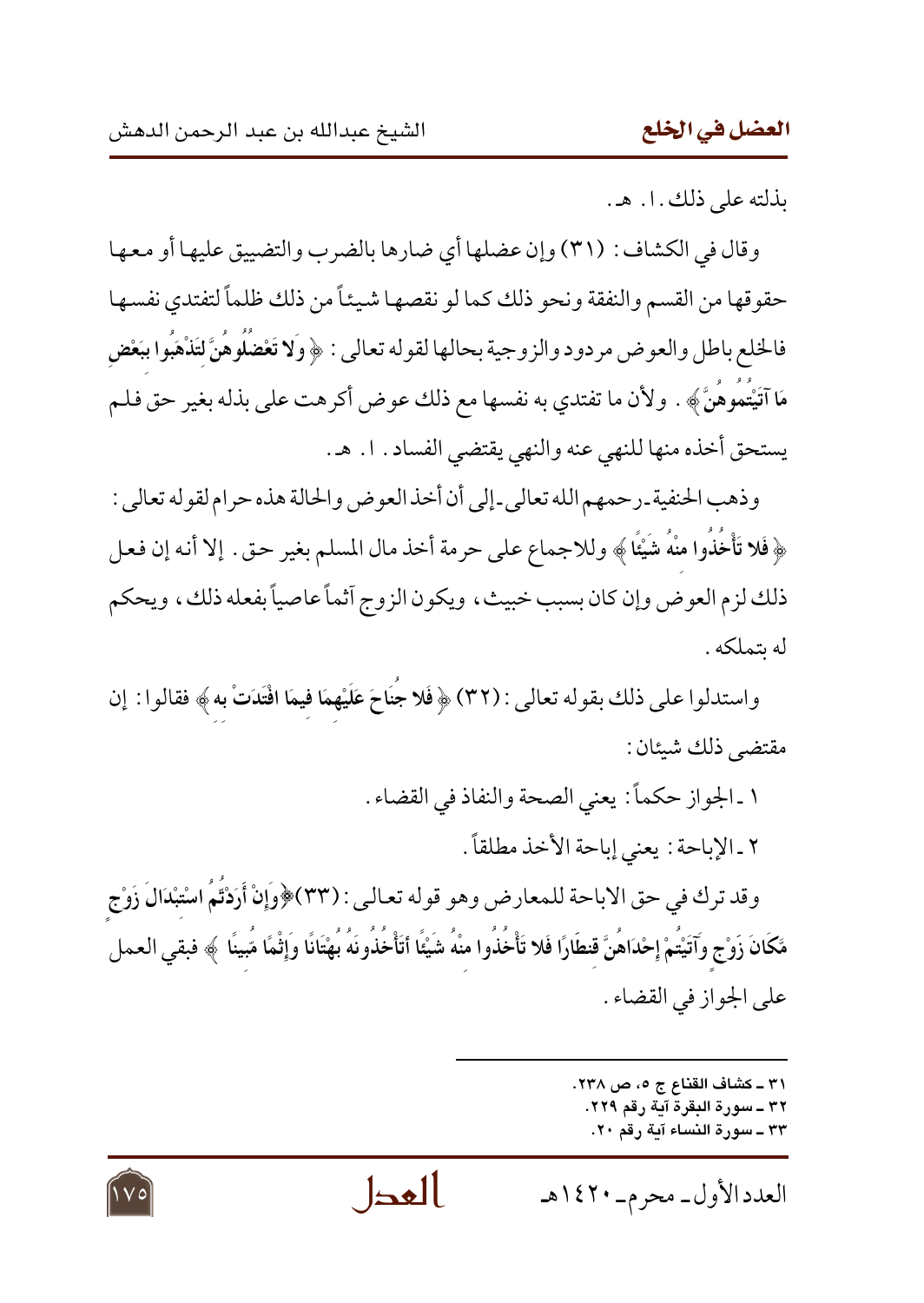بذلته على ذلك. ا. هـ.

وقال في الكشاف: (٣١) وإن عضلها أي ضارها بالضرب والتضييق عليها أو معها حقوقها من القسم والنفقة ونحو ذلك كما لو نقصها شيئاً من ذلك ظلماً لتفتدي نفسها فالخلع باطل والعوض مردود والزوجية بحالها لقوله تعالى: ﴿**وَلَا تَعْضُلُوهُنَّ لِتَذْهَبُوا بِبَعْضِ مَا آتَيْتُمُوهُنَّ**﴾. ولأن ما تفتدي به نفسها مع ذلك عوض أكرهت على بذله بغير حق فلم يستحق أخذه منها للنهي عنه والنهي يقتضي الفساد. ا. هـ.

وذهب الحنفية ـ رحمهم الله تعالى ـ إلى أن أخذ العوض والحالة هذه حرام لقوله تعالى: ﴿**فَلا تَأْخُذُوا مِنْهُ شَيْئًا**﴾ وللاجماع على حرمة أخذ مال المسلم بغير حق. إلا أنه إن فعل ذلك لزم العوض وإن كان بسبب خبيث، ويكون الزوج آثماً عاصياً بفعله ذلك، ويحكم له بتملكه.

واستدلوا على ذلك بقوله تعالى: (٣٢) ﴿**فَلا جُنَاحَ عَلَيْهِمَا فِيمَا افْتَدَتْ بِهِ**﴾ فقالوا: إن مقتضى ذلك شيئان:

١ ـ الجواز حكماً: يعني الصحة والنفاذ في القضاء.

٢ ـ الإباحة: يعني إباحة الأخذ مطلقاً.

وقد ترك في حق الاباحة للمعارض وهو قوله تعالى: (٣٣) ﴿**وَإِنْ أَرَدْتُّمُ اسْتِبْدَالَ زَوْجٍ مَّكَانَ زَوْجٍ وَآتَيْتُمْ إِحْدَاهُنَّ قِنطَارًا فَلا تَأْخُذُوا مِنْهُ شَيْئًا أَتَأْخُذُونَهُ بُهْتَانًا وَإِثْمًا مُّبِينًا**﴾ فبقي العمل على الجواز في القضاء.

---

٣١ ـ كشاف القناع ج ٥، ص ٢٣٨.

٣٢ ـ سورة البقرة آية رقم ٢٢٩.

٣٣ ـ سورة النساء آية رقم ٢٠.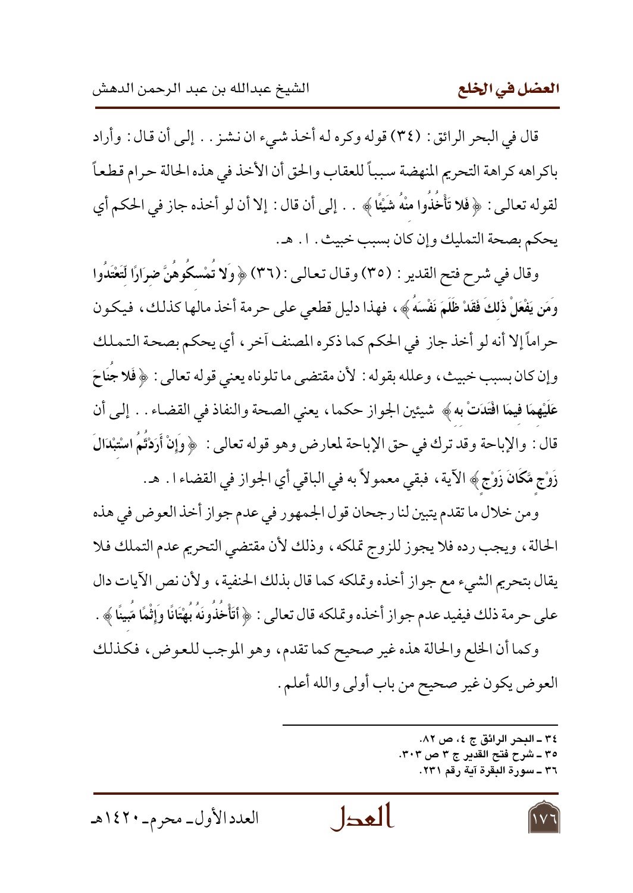قال في البحر الرائق : (٣٤) قوله وكره له أخذ شيء ان نشز . . إلى أن قال : وأراد باكراهه كراهة التحريم المنهضة سبباً للعقاب والحق أن الأخذ في هذه الحالة حرام قطعاً لقوله تعالى : ﴿ **فَلا تَأْخُذُوا مِنْهُ شَيْئًا** ﴾ . . إلى أن قال : إلا أن لو أخذه جاز في الحكم أي يحكم بصحة التمليك وإن كان بسبب خبيث . ا . هـ .

وقال في شرح فتح القدير : (٣٥) وقال تعالى : (٣٦) ﴿ **وَلا تُمْسِكُوهُنَّ ضِرَارًا لِّتَعْتَدُوا وَمَن يَفْعَلْ ذَلِكَ فَقَدْ ظَلَمَ نَفْسَهُ** ﴾ ، فهذا دليل قطعي على حرمة أخذ مالها كذلك ، فيكون حراماً إلا أنه لو أخذ جاز في الحكم كما ذكره المصنف آخر ، أي يحكم بصحة التملك وإن كان بسبب خبيث ، وعلله بقوله : لأن مقتضى ما تلوناه يعني قوله تعالى : ﴿ **فَلا جُنَاحَ عَلَيْهِمَا فِيمَا افْتَدَتْ بِهِ** ﴾ شيئين الجواز حكما ، يعني الصحة والنفاذ في القضاء . . إلى أن قال : والإباحة وقد ترك في حق الإباحة لمعارض وهو قوله تعالى : ﴿ **وَإِنْ أَرَدْتُمُ اسْتِبْدَالَ زَوْجٍ مَّكَانَ زَوْجٍ** ﴾ الآية ، فبقي معمولاً به في الباقي أي الجواز في القضاء ا . هـ .

ومن خلال ما تقدم يتبين لنا رجحان قول الجمهور في عدم جواز أخذ العوض في هذه الحالة ، ويجب رده فلا يجوز للزوج تملكه ، وذلك لأن مقتضي التحريم عدم التملك فلا يقال بتحريم الشيء مع جواز أخذه وتملكه كما قال بذلك الحنفية ، ولأن نص الآيات دال على حرمة ذلك فيفيد عدم جواز أخذه وتملكه قال تعالى : ﴿ **أَتَأْخُذُونَهُ بُهْتَانًا وَإِثْمًا مُّبِينًا** ﴾ .

وكما أن الخلع والحالة هذه غير صحيح كما تقدم ، وهو الموجب للعوض ، فكذلك العوض يكون غير صحيح من باب أولى والله أعلم .

---

٣٤ ـ البحر الرائق ج ٤، ص ٨٢.
٣٥ ـ شرح فتح القدير ج ٣ ص ٣٠٣.
٣٦ ـ سورة البقرة آية رقم ٢٣١.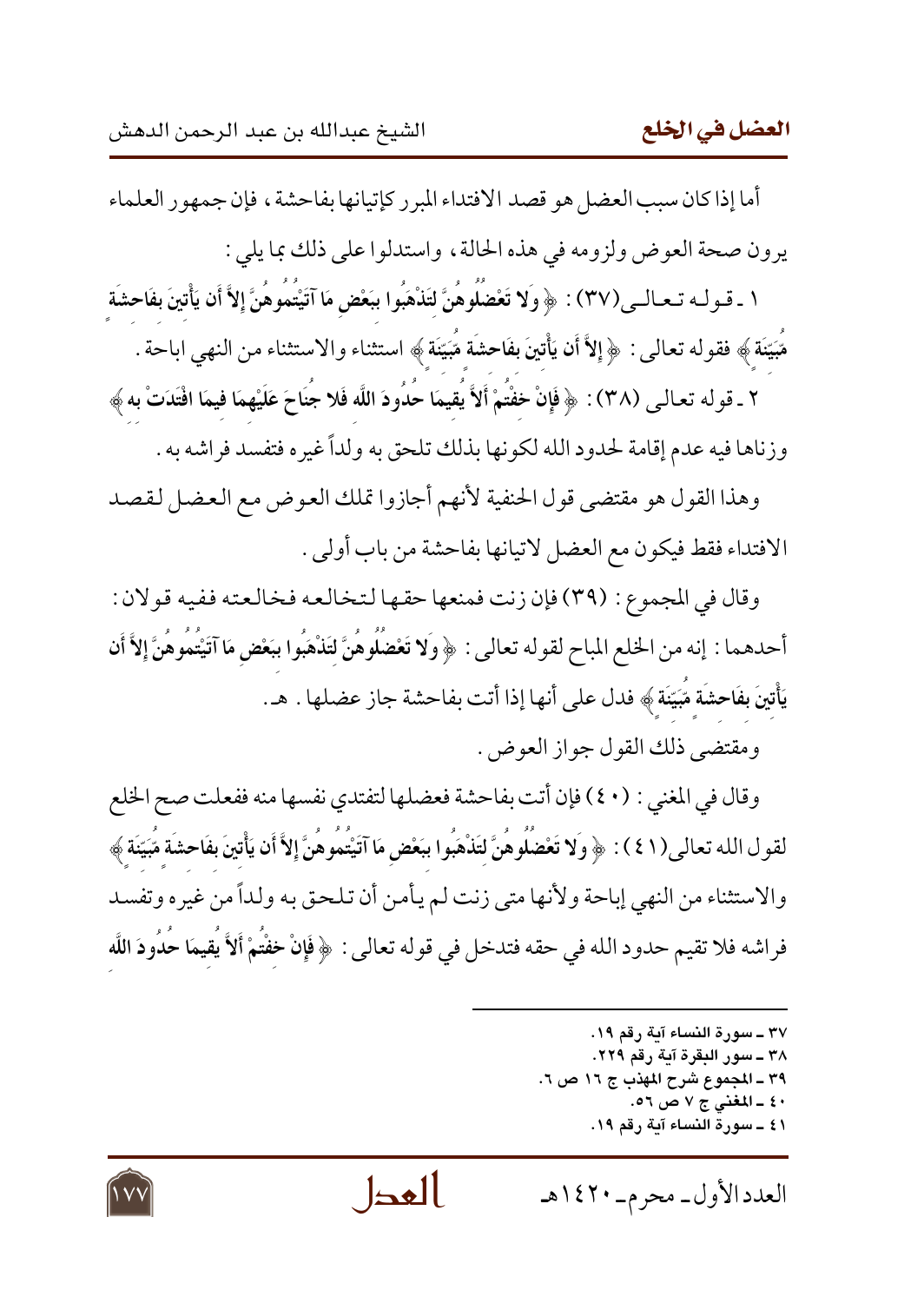أما إذا كان سبب العضل هو قصد الافتداء المبرر كإتيانها بفاحشة، فإن جمهور العلماء يرون صحة العوض ولزومه في هذه الحالة، واستدلوا على ذلك بما يلي:

١ ـ قوله تعالى(٣٧): ﴿ وَلا تَعْضُلُوهُنَّ لِتَذْهَبُوا بِبَعْضِ مَا آتَيْتُمُوهُنَّ إِلاَّ أَن يَأْتِينَ بِفَاحِشَةٍ مُّبَيِّنَةٍ ﴾ فقوله تعالى: ﴿ إِلاَّ أَن يَأْتِينَ بِفَاحِشَةٍ مُّبَيِّنَةٍ ﴾ استثناء والاستثناء من النهي اباحة.

٢ ـ قوله تعالى (٣٨): ﴿ فَإِنْ خِفْتُمْ أَلاَّ يُقِيمَا حُدُودَ اللَّهِ فَلا جُنَاحَ عَلَيْهِمَا فِيمَا افْتَدَتْ بِهِ ﴾ وزناها فيه عدم إقامة لحدود الله لكونها بذلك تلحق به ولداً غيره فتفسد فراشه به.

وهذا القول هو مقتضى قول الحنفية لأنهم أجازوا تملك العوض مع العضل لقصد الافتداء فقط فيكون مع العضل لاتيانها بفاحشة من باب أولى.

وقال في المجموع: (٣٩) فإن زنت فمنعها حقها لتخالعه فخالعته ففيه قولان: أحدهما: إنه من الخلع المباح لقوله تعالى: ﴿ وَلا تَعْضُلُوهُنَّ لِتَذْهَبُوا بِبَعْضِ مَا آتَيْتُمُوهُنَّ إِلاَّ أَن يَأْتِينَ بِفَاحِشَةٍ مُّبَيِّنَةٍ ﴾ فدل على أنها إذا أتت بفاحشة جاز عضلها. هـ.

ومقتضى ذلك القول جواز العوض.

وقال في المغني: (٤٠) فإن أتت بفاحشة فعضلها لتفتدي نفسها منه ففعلت صح الخلع لقول الله تعالى(٤١): ﴿ وَلا تَعْضُلُوهُنَّ لِتَذْهَبُوا بِبَعْضِ مَا آتَيْتُمُوهُنَّ إِلاَّ أَن يَأْتِينَ بِفَاحِشَةٍ مُّبَيِّنَةٍ ﴾ والاستثناء من النهي إباحة ولأنها متى زنت لم يأمن أن تلحق به ولداً من غيره وتفسد فراشه فلا تقيم حدود الله في حقه فتدخل في قوله تعالى: ﴿ فَإِنْ خِفْتُمْ أَلاَّ يُقِيمَا حُدُودَ اللَّهِ

---

٣٧ ـ سورة النساء آية رقم ١٩.
٣٨ ـ سور البقرة آية رقم ٢٢٩.
٣٩ ـ المجموع شرح المهذب ج ١٦ ص ٦.
٤٠ ـ المغني ج ٧ ص ٥٦.
٤١ ـ سورة النساء آية رقم ١٩.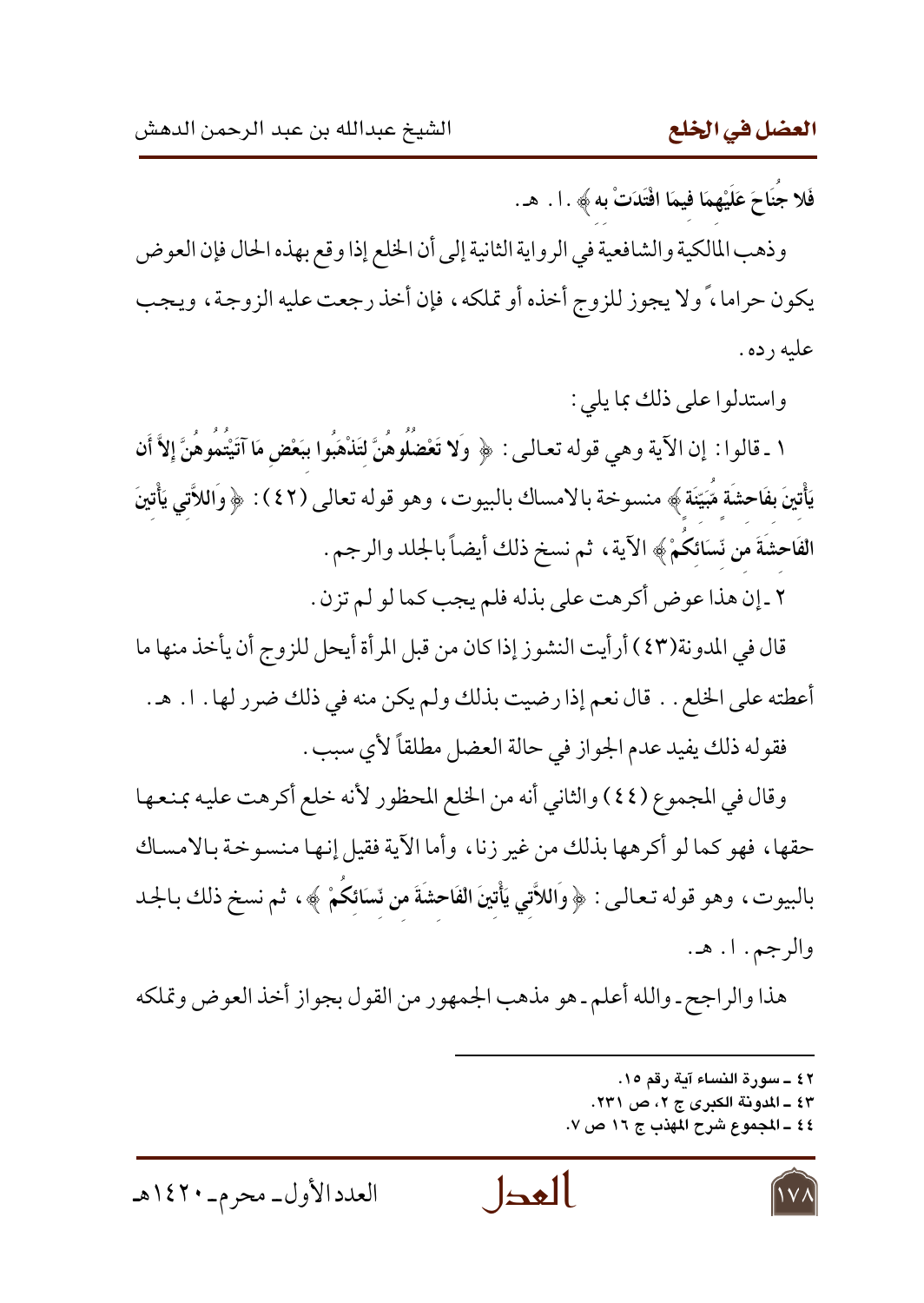فَلا جُنَاحَ عَلَيْهِمَا فِيمَا افْتَدَتْ بِهِ ﴾ . ا . هـ .

وذهب المالكية والشافعية في الرواية الثانية إلى أن الخلع إذا وقع بهذه الحال فإن العوض يكون حراما ، ولا يجوز للزوج أخذه أو تملكه ، فإن أخذ رجعت عليه الزوجة ، ويجب عليه رده .

واستدلوا على ذلك بما يلي :

١ ـ قالوا : إن الآية وهي قوله تعالى : ﴿ وَلا تَعْضُلُوهُنَّ لِتَذْهَبُوا بِبَعْضِ مَا آتَيْتُمُوهُنَّ إِلاَّ أَن يَأْتِينَ بِفَاحِشَةٍ مُّبَيِّنَةٍ ﴾ منسوخة بالامساك بالبيوت ، وهو قوله تعالى (٤٢) : ﴿ وَاللاَّتِي يَأْتِينَ الْفَاحِشَةَ مِن نِّسَائِكُمْ ﴾ الآية ، ثم نسخ ذلك أيضاً بالجلد والرجم .

٢ ـ إن هذا عوض أكرهت على بذله فلم يجب كما لو لم تزن .

قال في المدونة(٤٣) أرأيت النشوز إذا كان من قبل المرأة أيحل للزوج أن يأخذ منها ما أعطته على الخلع . . قال نعم إذا رضيت بذلك ولم يكن منه في ذلك ضرر لها . ا . هـ .

فقوله ذلك يفيد عدم الجواز في حالة العضل مطلقاً لأي سبب .

وقال في المجموع (٤٤) والثاني أنه من الخلع المحظور لأنه خلع أكرهت عليه بمنعها حقها ، فهو كما لو أكرهها بذلك من غير زنا ، وأما الآية فقيل إنها منسوخة بالامساك بالبيوت ، وهو قوله تعالى : ﴿ وَاللاَّتِي يَأْتِينَ الْفَاحِشَةَ مِن نِّسَائِكُمْ ﴾ ، ثم نسخ ذلك بالجد والرجم . ا . هـ .

هذا والراجح ـ والله أعلم ـ هو مذهب الجمهور من القول بجواز أخذ العوض وتملكه

---

٤٢ ـ سورة النساء آية رقم ١٥.

٤٣ ـ المدونة الكبرى ج ٢، ص ٢٣١.

٤٤ ـ المجموع شرح المهذب ج ١٦ ص ٧.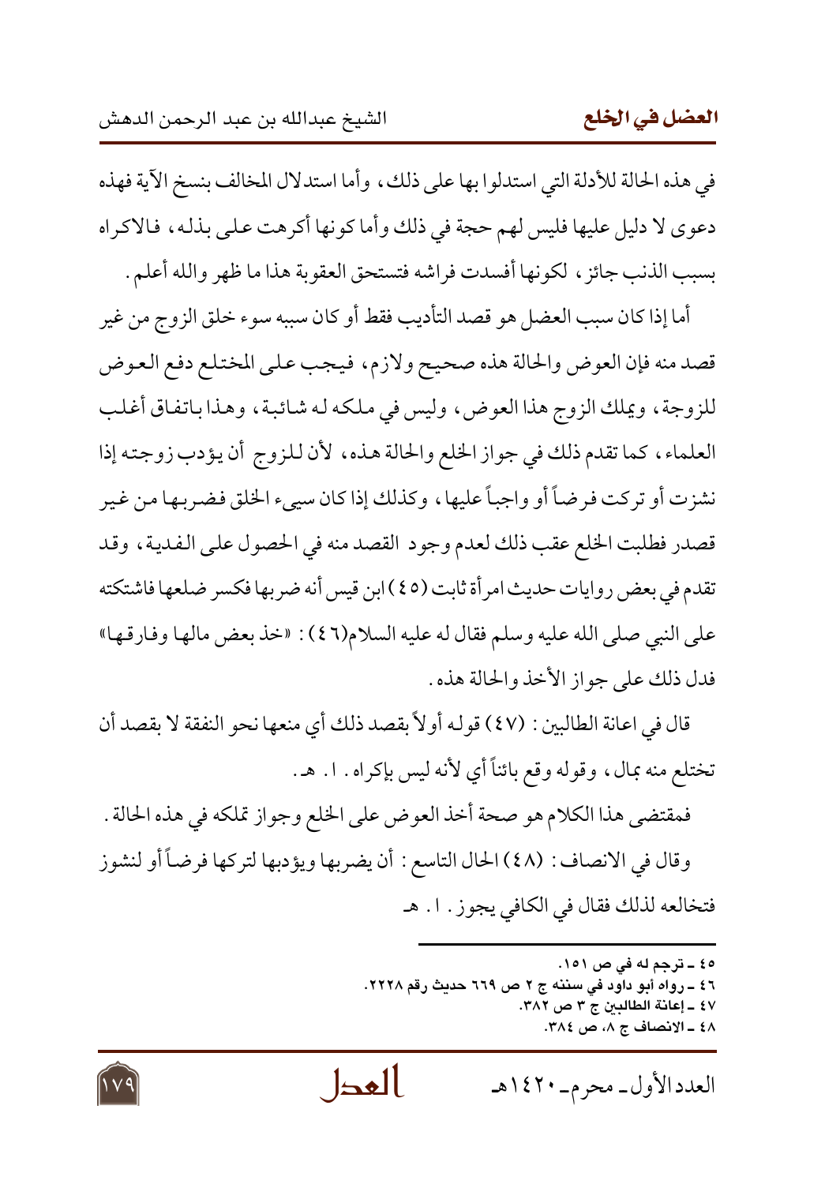في هذه الحالة للأدلة التي استدلوا بها على ذلك، وأما استدلال المخالف بنسخ الآية فهذه دعوى لا دليل عليها فليس لهم حجة في ذلك وأما كونها أكرهت على بذله، فالاكراه بسبب الذنب جائز، لكونها أفسدت فراشه فتستحق العقوبة هذا ما ظهر والله أعلم.

أما إذا كان سبب العضل هو قصد التأديب فقط أو كان سببه سوء خلق الزوج من غير قصد منه فإن العوض والحالة هذه صحيح ولازم، فيجب على المختلع دفع العوض للزوجة، ويملك الزوج هذا العوض، وليس في ملكه له شائبة، وهذا باتفاق أغلب العلماء، كما تقدم ذلك في جواز الخلع والحالة هذه، لأن للزوج أن يؤدب زوجته إذا نشزت أو تركت فرضاً أو واجباً عليها، وكذلك إذا كان سيىء الخلق فضربها من غير قصدر فطلبت الخلع عقب ذلك لعدم وجود القصد منه في الحصول على الفدية، وقد تقدم في بعض روايات حديث امرأة ثابت (٤٥) ابن قيس أنه ضربها فكسر ضلعها فاشتكته على النبي صلى الله عليه وسلم فقال له عليه السلام(٤٦): «خذ بعض مالها وفارقها» فدل ذلك على جواز الأخذ والحالة هذه.

قال في اعانة الطالبين: (٤٧) قوله أولاً بقصد ذلك أي منعها نحو النفقة لا بقصد أن تختلع منه بمال، وقوله وقع بائناً أي لأنه ليس بإكراه. ا. هـ.

فمقتضى هذا الكلام هو صحة أخذ العوض على الخلع وجواز تملكه في هذه الحالة.

وقال في الانصاف: (٤٨) الحال التاسع: أن يضربها ويؤدبها لتركها فرضاً أو لنشوز فتخالعه لذلك فقال في الكافي يجوز. ا. هـ

---

٤٥ ـ ترجم له في ص ١٥١.
٤٦ ـ رواه أبو داود في سننه ج ٢ ص ٦٦٩ حديث رقم ٢٢٢٨.
٤٧ ـ إعانة الطالبين ج ٣ ص ٣٨٢.
٤٨ ـ الانصاف ج ٨، ص ٣٨٤.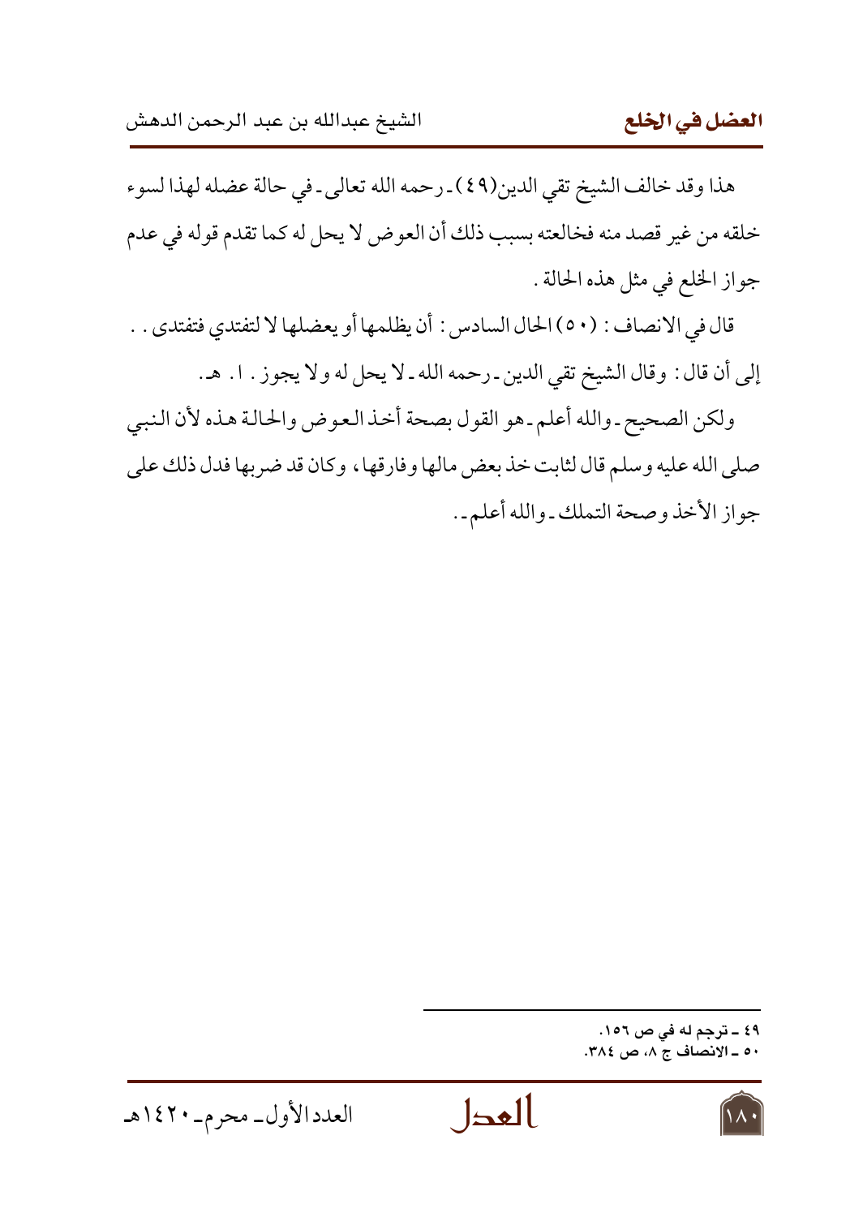هذا وقد خالف الشيخ تقي الدين(٤٩) - رحمه الله تعالى - في حالة عضله لهذا لسوء خلقه من غير قصد منه فخالعته بسبب ذلك أن العوض لا يحل له كما تقدم قوله في عدم جواز الخلع في مثل هذه الحالة .

قال في الانصاف : (٥٠) الحال السادس : أن يظلمها أو يعضلها لا لتفتدي فتفتدى . . إلى أن قال : وقال الشيخ تقي الدين - رحمه الله - لا يحل له ولا يجوز . ا. هـ.

ولكن الصحيح - والله أعلم - هو القول بصحة أخذ العوض والحالة هذه لأن النبي صلى الله عليه وسلم قال لثابت خذ بعض مالها وفارقها، وكان قد ضربها فدل ذلك على جواز الأخذ وصحة التملك - والله أعلم - .

---

٤٩ ـ ترجم له في ص ١٥٦.

٥٠ ـ الانصاف ج ٨، ص ٣٨٤.